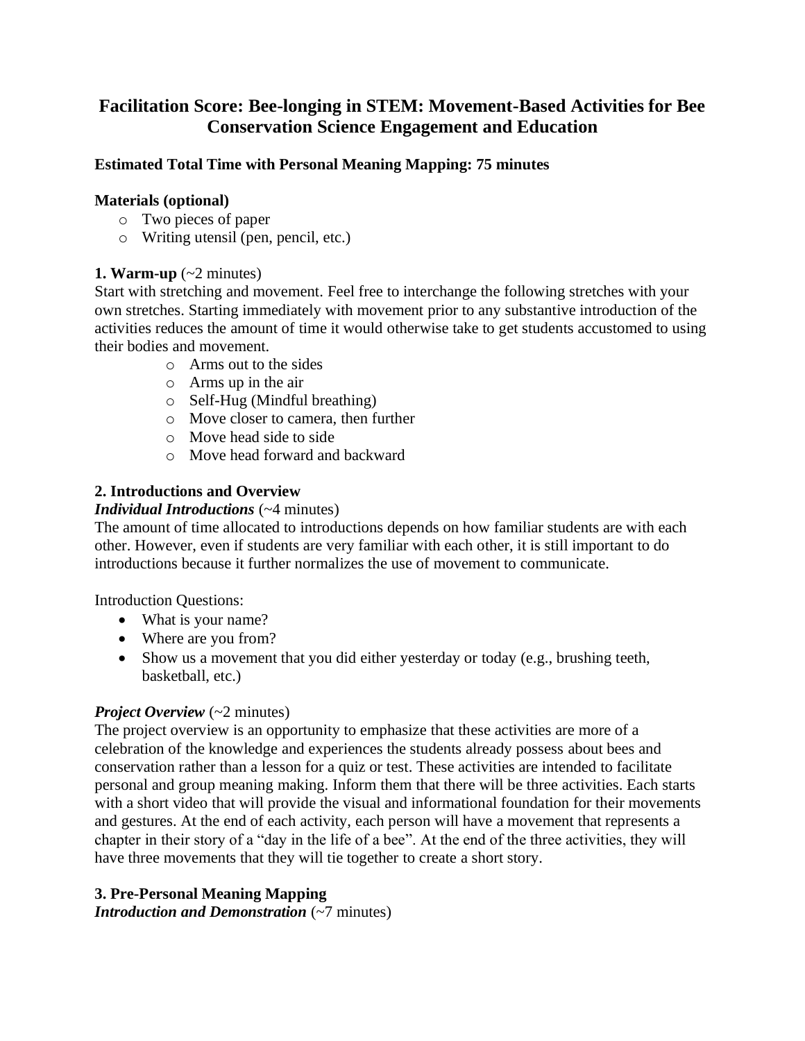# Facilitation Score: Bee-longing in STEM: Movement-Based Activities for Bee Conservation Science Engagement and Education

**Estimated Total Time with Personal Meaning Mapping: 75 minutes**

**Materials (optional)**

- Two pieces of paper
- Writing utensil (pen, pencil, etc.)

**1. Warm-up** (~2 minutes)

Start with stretching and movement. Feel free to interchange the following stretches with your own stretches. Starting immediately with movement prior to any substantive introduction of the activities reduces the amount of time it would otherwise take to get students accustomed to using their bodies and movement.

- Arms out to the sides
- Arms up in the air
- Self-Hug (Mindful breathing)
- Move closer to camera, then further
- Move head side to side
- Move head forward and backward

**2. Introductions and Overview**

***Individual Introductions*** (~4 minutes)

The amount of time allocated to introductions depends on how familiar students are with each other. However, even if students are very familiar with each other, it is still important to do introductions because it further normalizes the use of movement to communicate.

Introduction Questions:

- What is your name?
- Where are you from?
- Show us a movement that you did either yesterday or today (e.g., brushing teeth, basketball, etc.)

***Project Overview*** (~2 minutes)

The project overview is an opportunity to emphasize that these activities are more of a celebration of the knowledge and experiences the students already possess about bees and conservation rather than a lesson for a quiz or test. These activities are intended to facilitate personal and group meaning making. Inform them that there will be three activities. Each starts with a short video that will provide the visual and informational foundation for their movements and gestures. At the end of each activity, each person will have a movement that represents a chapter in their story of a "day in the life of a bee". At the end of the three activities, they will have three movements that they will tie together to create a short story.

**3. Pre-Personal Meaning Mapping**

***Introduction and Demonstration*** (~7 minutes)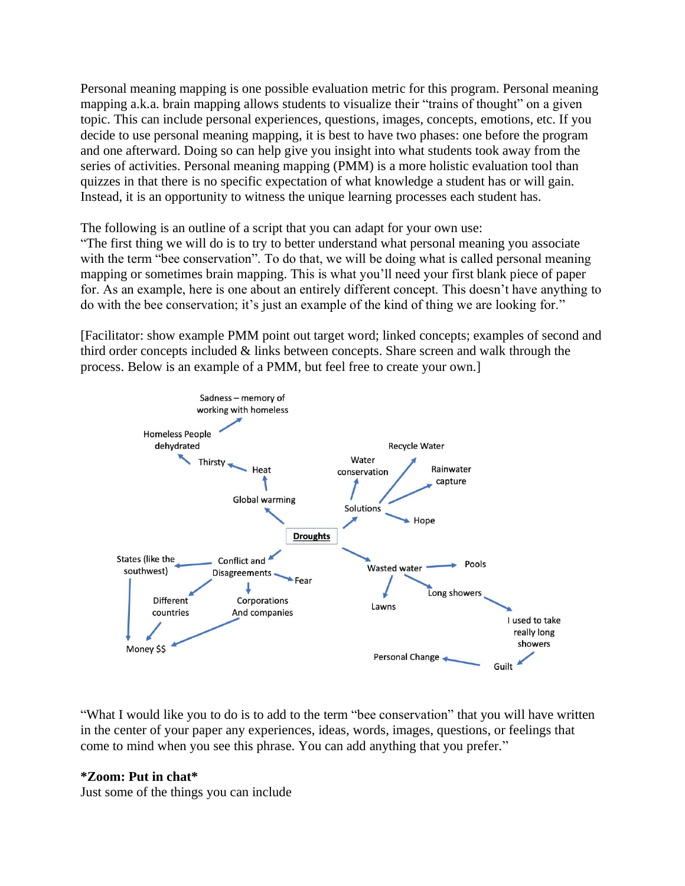Personal meaning mapping is one possible evaluation metric for this program. Personal meaning mapping a.k.a. brain mapping allows students to visualize their "trains of thought" on a given topic. This can include personal experiences, questions, images, concepts, emotions, etc. If you decide to use personal meaning mapping, it is best to have two phases: one before the program and one afterward. Doing so can help give you insight into what students took away from the series of activities. Personal meaning mapping (PMM) is a more holistic evaluation tool than quizzes in that there is no specific expectation of what knowledge a student has or will gain. Instead, it is an opportunity to witness the unique learning processes each student has.

The following is an outline of a script that you can adapt for your own use:
"The first thing we will do is to try to better understand what personal meaning you associate with the term "bee conservation". To do that, we will be doing what is called personal meaning mapping or sometimes brain mapping. This is what you'll need your first blank piece of paper for. As an example, here is one about an entirely different concept. This doesn't have anything to do with the bee conservation; it's just an example of the kind of thing we are looking for."

[Facilitator: show example PMM point out target word; linked concepts; examples of second and third order concepts included & links between concepts. Share screen and walk through the process. Below is an example of a PMM, but feel free to create your own.]

- **Droughts**
  - Global warming → Heat → Thirsty → Homeless People dehydrated → Sadness – memory of working with homeless
  - Solutions
    - Water conservation
    - Recycle Water
    - Rainwater capture
    - Hope
  - Wasted water
    - Pools
    - Lawns
    - Long showers → I used to take really long showers → Guilt → Personal Change
  - Conflict and Disagreements
    - States (like the southwest) → Money $$
    - Different countries → Money $$
    - Corporations And companies → Money $$
    - Fear

"What I would like you to do is to add to the term "bee conservation" that you will have written in the center of your paper any experiences, ideas, words, images, questions, or feelings that come to mind when you see this phrase. You can add anything that you prefer."

**\*Zoom: Put in chat\***
Just some of the things you can include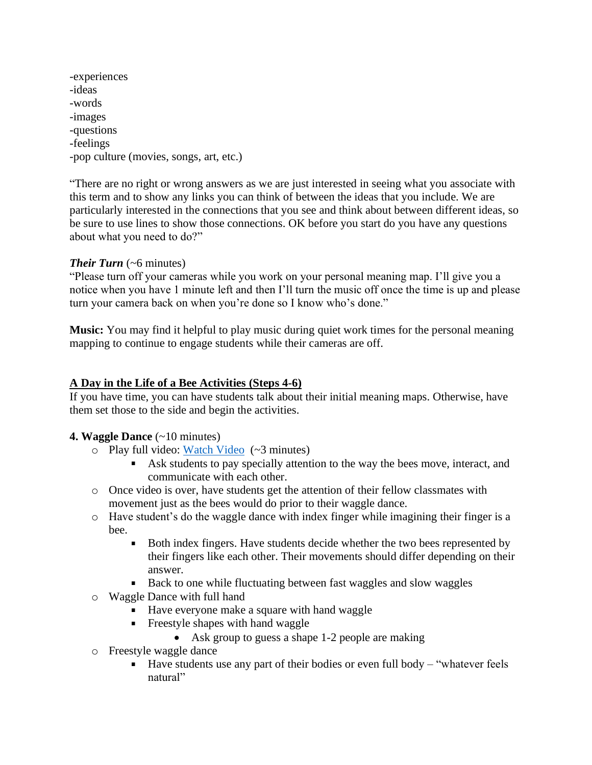-experiences
-ideas
-words
-images
-questions
-feelings
-pop culture (movies, songs, art, etc.)

"There are no right or wrong answers as we are just interested in seeing what you associate with this term and to show any links you can think of between the ideas that you include. We are particularly interested in the connections that you see and think about between different ideas, so be sure to use lines to show those connections. OK before you start do you have any questions about what you need to do?"

***Their Turn*** (~6 minutes)
"Please turn off your cameras while you work on your personal meaning map. I'll give you a notice when you have 1 minute left and then I'll turn the music off once the time is up and please turn your camera back on when you're done so I know who's done."

**Music:** You may find it helpful to play music during quiet work times for the personal meaning mapping to continue to engage students while their cameras are off.

## A Day in the Life of a Bee Activities (Steps 4-6)

If you have time, you can have students talk about their initial meaning maps. Otherwise, have them set those to the side and begin the activities.

**4. Waggle Dance** (~10 minutes)

- Play full video: [Watch Video](#) (~3 minutes)
  - Ask students to pay specially attention to the way the bees move, interact, and communicate with each other.
- Once video is over, have students get the attention of their fellow classmates with movement just as the bees would do prior to their waggle dance.
- Have student's do the waggle dance with index finger while imagining their finger is a bee.
  - Both index fingers. Have students decide whether the two bees represented by their fingers like each other. Their movements should differ depending on their answer.
  - Back to one while fluctuating between fast waggles and slow waggles
- Waggle Dance with full hand
  - Have everyone make a square with hand waggle
  - Freestyle shapes with hand waggle
    - Ask group to guess a shape 1-2 people are making
- Freestyle waggle dance
  - Have students use any part of their bodies or even full body – "whatever feels natural"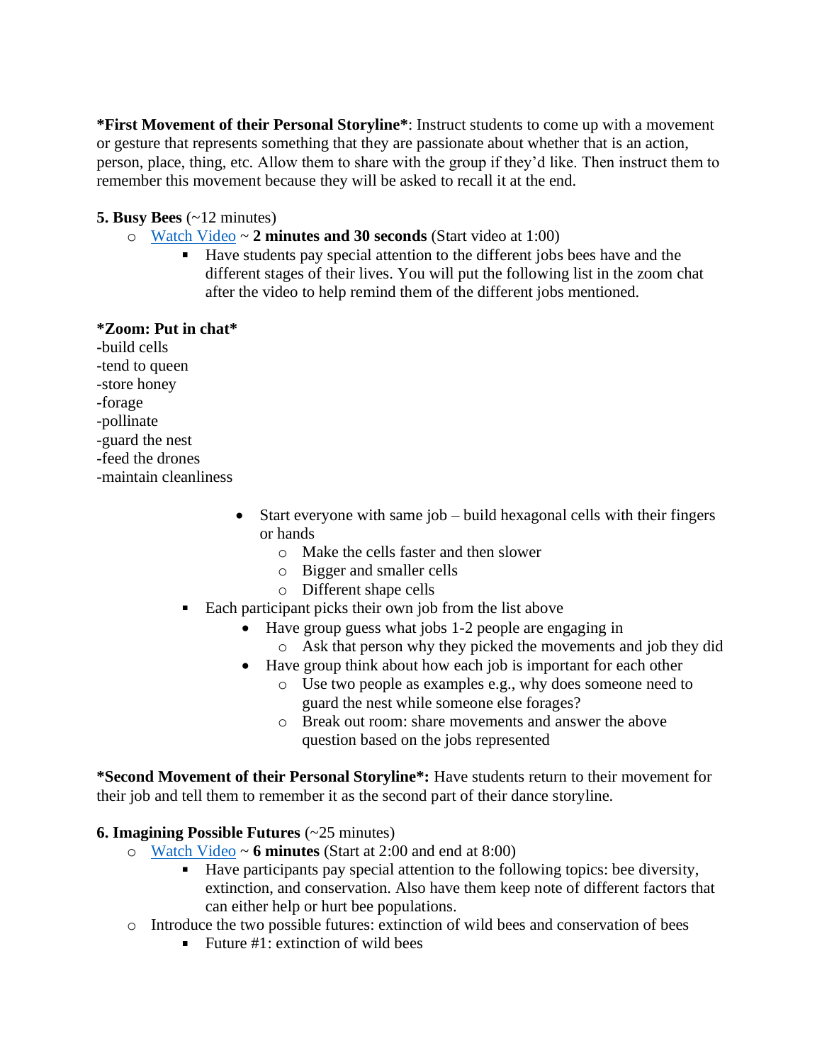**\*First Movement of their Personal Storyline\***: Instruct students to come up with a movement or gesture that represents something that they are passionate about whether that is an action, person, place, thing, etc. Allow them to share with the group if they'd like. Then instruct them to remember this movement because they will be asked to recall it at the end.

**5. Busy Bees** (~12 minutes)

- Watch Video ~ **2 minutes and 30 seconds** (Start video at 1:00)
  - Have students pay special attention to the different jobs bees have and the different stages of their lives. You will put the following list in the zoom chat after the video to help remind them of the different jobs mentioned.

**\*Zoom: Put in chat\***

-build cells
-tend to queen
-store honey
-forage
-pollinate
-guard the nest
-feed the drones
-maintain cleanliness

- Start everyone with same job – build hexagonal cells with their fingers or hands
  - Make the cells faster and then slower
  - Bigger and smaller cells
  - Different shape cells
- Each participant picks their own job from the list above
  - Have group guess what jobs 1-2 people are engaging in
    - Ask that person why they picked the movements and job they did
  - Have group think about how each job is important for each other
    - Use two people as examples e.g., why does someone need to guard the nest while someone else forages?
    - Break out room: share movements and answer the above question based on the jobs represented

**\*Second Movement of their Personal Storyline\*:** Have students return to their movement for their job and tell them to remember it as the second part of their dance storyline.

**6. Imagining Possible Futures** (~25 minutes)

- Watch Video ~ **6 minutes** (Start at 2:00 and end at 8:00)
  - Have participants pay special attention to the following topics: bee diversity, extinction, and conservation. Also have them keep note of different factors that can either help or hurt bee populations.
- Introduce the two possible futures: extinction of wild bees and conservation of bees
  - Future #1: extinction of wild bees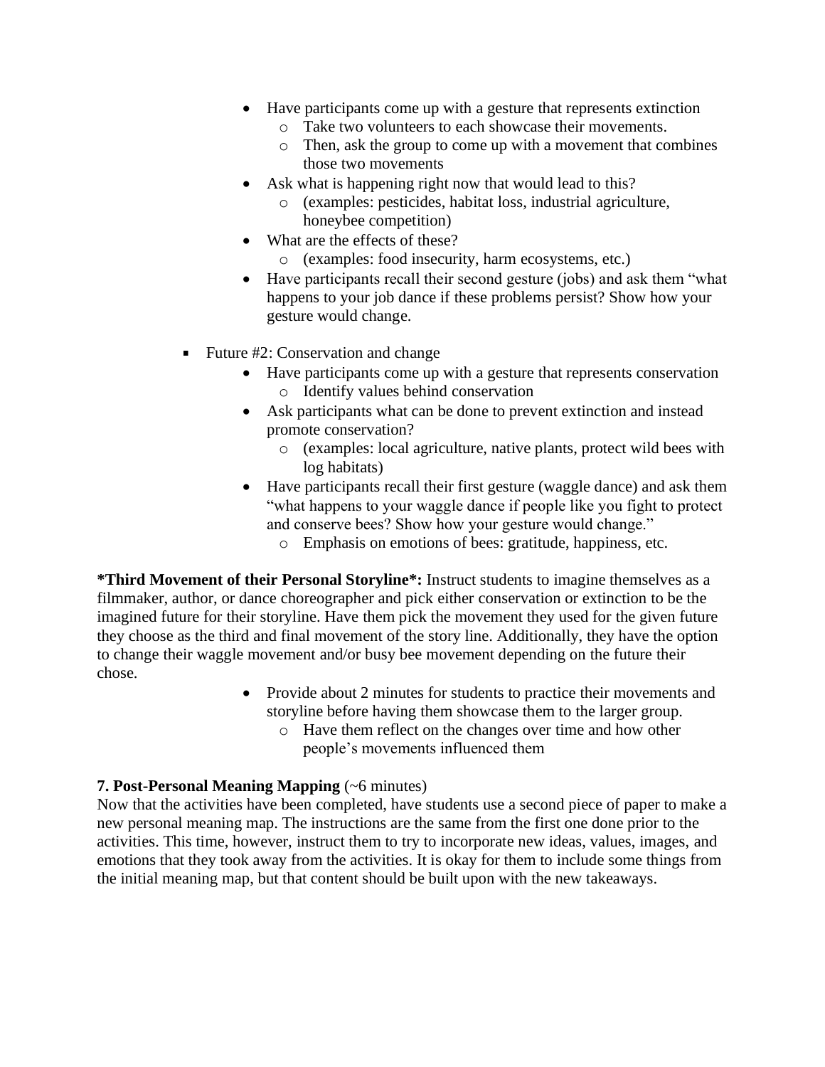- Have participants come up with a gesture that represents extinction
  - Take two volunteers to each showcase their movements.
  - Then, ask the group to come up with a movement that combines those two movements
- Ask what is happening right now that would lead to this?
  - (examples: pesticides, habitat loss, industrial agriculture, honeybee competition)
- What are the effects of these?
  - (examples: food insecurity, harm ecosystems, etc.)
- Have participants recall their second gesture (jobs) and ask them "what happens to your job dance if these problems persist? Show how your gesture would change.

- Future #2: Conservation and change
  - Have participants come up with a gesture that represents conservation
    - Identify values behind conservation
  - Ask participants what can be done to prevent extinction and instead promote conservation?
    - (examples: local agriculture, native plants, protect wild bees with log habitats)
  - Have participants recall their first gesture (waggle dance) and ask them "what happens to your waggle dance if people like you fight to protect and conserve bees? Show how your gesture would change."
    - Emphasis on emotions of bees: gratitude, happiness, etc.

**\*Third Movement of their Personal Storyline\*:** Instruct students to imagine themselves as a filmmaker, author, or dance choreographer and pick either conservation or extinction to be the imagined future for their storyline. Have them pick the movement they used for the given future they choose as the third and final movement of the story line. Additionally, they have the option to change their waggle movement and/or busy bee movement depending on the future their chose.

- Provide about 2 minutes for students to practice their movements and storyline before having them showcase them to the larger group.
  - Have them reflect on the changes over time and how other people's movements influenced them

**7. Post-Personal Meaning Mapping** (~6 minutes)

Now that the activities have been completed, have students use a second piece of paper to make a new personal meaning map. The instructions are the same from the first one done prior to the activities. This time, however, instruct them to try to incorporate new ideas, values, images, and emotions that they took away from the activities. It is okay for them to include some things from the initial meaning map, but that content should be built upon with the new takeaways.